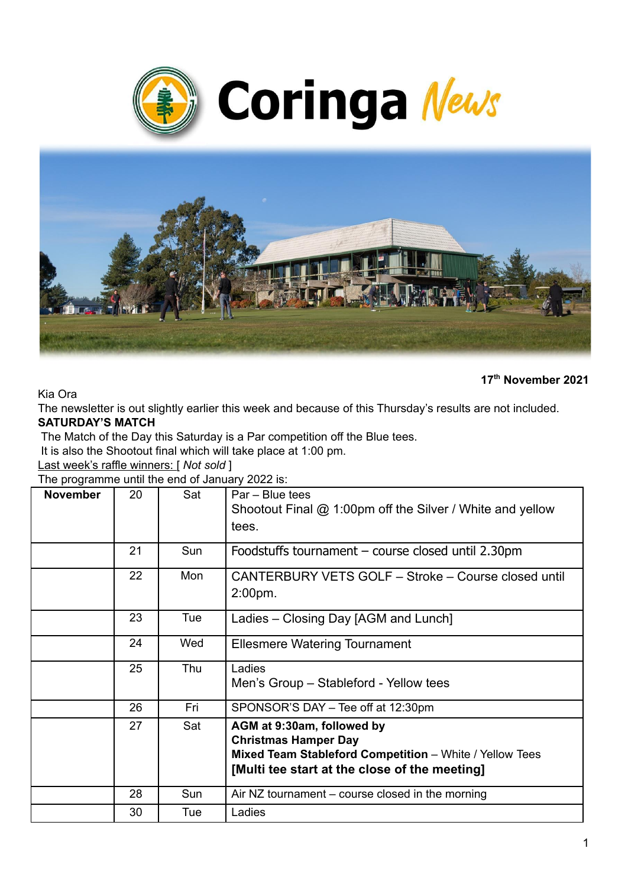# Coringa News

**17th November 2021**

Kia Ora

The newsletter is out slightly earlier this week and because of this Thursday's results are not included.

**SATURDAY'S MATCH**

The Match of the Day this Saturday is a Par competition off the Blue tees.

It is also the Shootout final which will take place at 1:00 pm.

Last week's raffle winners: [ *Not sold* ]

The programme until the end of January 2022 is:

| **November** | 20 | Sat | Par – Blue tees<br>Shootout Final @ 1:00pm off the Silver / White and yellow tees. |
|---|---|---|---|
| | 21 | Sun | Foodstuffs tournament – course closed until 2.30pm |
| | 22 | Mon | CANTERBURY VETS GOLF – Stroke – Course closed until 2:00pm. |
| | 23 | Tue | Ladies – Closing Day [AGM and Lunch] |
| | 24 | Wed | Ellesmere Watering Tournament |
| | 25 | Thu | Ladies<br>Men's Group – Stableford - Yellow tees |
| | 26 | Fri | SPONSOR'S DAY – Tee off at 12:30pm |
| | 27 | Sat | **AGM at 9:30am, followed by**<br>**Christmas Hamper Day**<br>**Mixed Team Stableford Competition** – White / Yellow Tees<br>**[Multi tee start at the close of the meeting]** |
| | 28 | Sun | Air NZ tournament – course closed in the morning |
| | 30 | Tue | Ladies |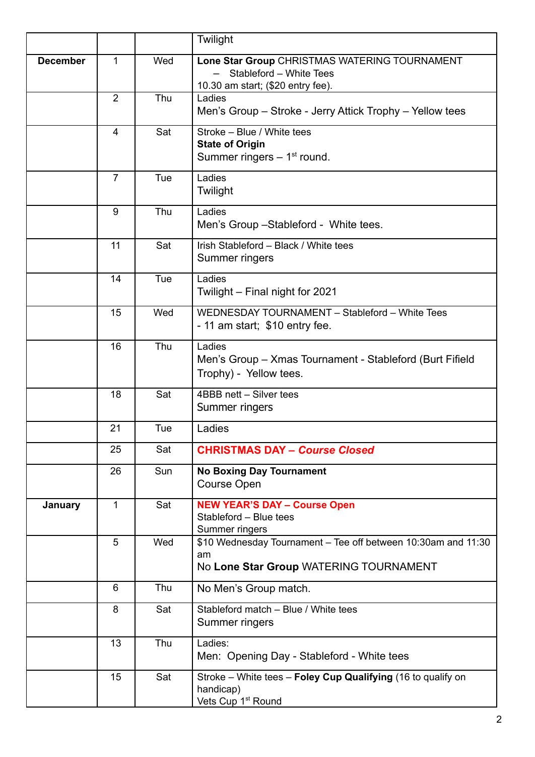| | | | |
|---|---|---|---|
| | | | Twilight |
| **December** | 1 | Wed | **Lone Star Group** CHRISTMAS WATERING TOURNAMENT – Stableford – White Tees<br>10.30 am start; ($20 entry fee). |
| | 2 | Thu | Ladies<br>Men's Group – Stroke - Jerry Attick Trophy – Yellow tees |
| | 4 | Sat | Stroke – Blue / White tees<br>**State of Origin**<br>Summer ringers – 1st round. |
| | 7 | Tue | Ladies<br>Twilight |
| | 9 | Thu | Ladies<br>Men's Group –Stableford - White tees. |
| | 11 | Sat | Irish Stableford – Black / White tees<br>Summer ringers |
| | 14 | Tue | Ladies<br>Twilight – Final night for 2021 |
| | 15 | Wed | WEDNESDAY TOURNAMENT – Stableford – White Tees<br>- 11 am start; $10 entry fee. |
| | 16 | Thu | Ladies<br>Men's Group – Xmas Tournament - Stableford (Burt Fifield Trophy) - Yellow tees. |
| | 18 | Sat | 4BBB nett – Silver tees<br>Summer ringers |
| | 21 | Tue | Ladies |
| | 25 | Sat | **CHRISTMAS DAY – *Course Closed*** |
| | 26 | Sun | **No Boxing Day Tournament**<br>Course Open |
| **January** | 1 | Sat | **NEW YEAR'S DAY – Course Open**<br>Stableford – Blue tees<br>Summer ringers |
| | 5 | Wed | $10 Wednesday Tournament – Tee off between 10:30am and 11:30 am<br>No **Lone Star Group** WATERING TOURNAMENT |
| | 6 | Thu | No Men's Group match. |
| | 8 | Sat | Stableford match – Blue / White tees<br>Summer ringers |
| | 13 | Thu | Ladies:<br>Men: Opening Day - Stableford - White tees |
| | 15 | Sat | Stroke – White tees – **Foley Cup Qualifying** (16 to qualify on handicap)<br>Vets Cup 1st Round |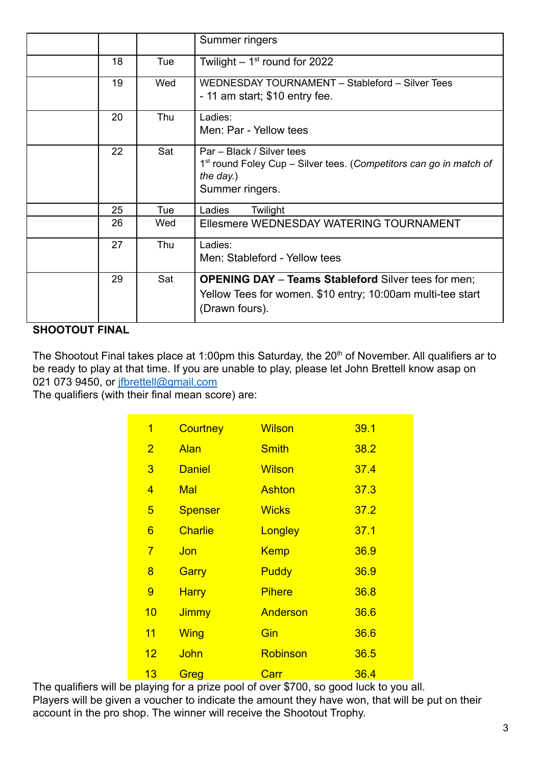| | | | |
|---|---|---|---|
| | | | Summer ringers |
| | 18 | Tue | Twilight – 1st round for 2022 |
| | 19 | Wed | WEDNESDAY TOURNAMENT – Stableford – Silver Tees<br>- 11 am start; $10 entry fee. |
| | 20 | Thu | Ladies:<br>Men: Par - Yellow tees |
| | 22 | Sat | Par – Black / Silver tees<br>1st round Foley Cup – Silver tees. (*Competitors can go in match of the day.*)<br>Summer ringers. |
| | 25 | Tue | Ladies Twilight |
| | 26 | Wed | Ellesmere WEDNESDAY WATERING TOURNAMENT |
| | 27 | Thu | Ladies:<br>Men: Stableford - Yellow tees |
| | 29 | Sat | **OPENING DAY** – **Teams Stableford** Silver tees for men; Yellow Tees for women. $10 entry; 10:00am multi-tee start (Drawn fours). |

**SHOOTOUT FINAL**

The Shootout Final takes place at 1:00pm this Saturday, the 20th of November. All qualifiers ar to be ready to play at that time. If you are unable to play, please let John Brettell know asap on 021 073 9450, or jfbrettell@gmail.com
The qualifiers (with their final mean score) are:

| | | | |
|---|---|---|---|
| 1 | Courtney | Wilson | 39.1 |
| 2 | Alan | Smith | 38.2 |
| 3 | Daniel | Wilson | 37.4 |
| 4 | Mal | Ashton | 37.3 |
| 5 | Spenser | Wicks | 37.2 |
| 6 | Charlie | Longley | 37.1 |
| 7 | Jon | Kemp | 36.9 |
| 8 | Garry | Puddy | 36.9 |
| 9 | Harry | Pihere | 36.8 |
| 10 | Jimmy | Anderson | 36.6 |
| 11 | Wing | Gin | 36.6 |
| 12 | John | Robinson | 36.5 |
| 13 | Greg | Carr | 36.4 |

The qualifiers will be playing for a prize pool of over $700, so good luck to you all.
Players will be given a voucher to indicate the amount they have won, that will be put on their account in the pro shop. The winner will receive the Shootout Trophy.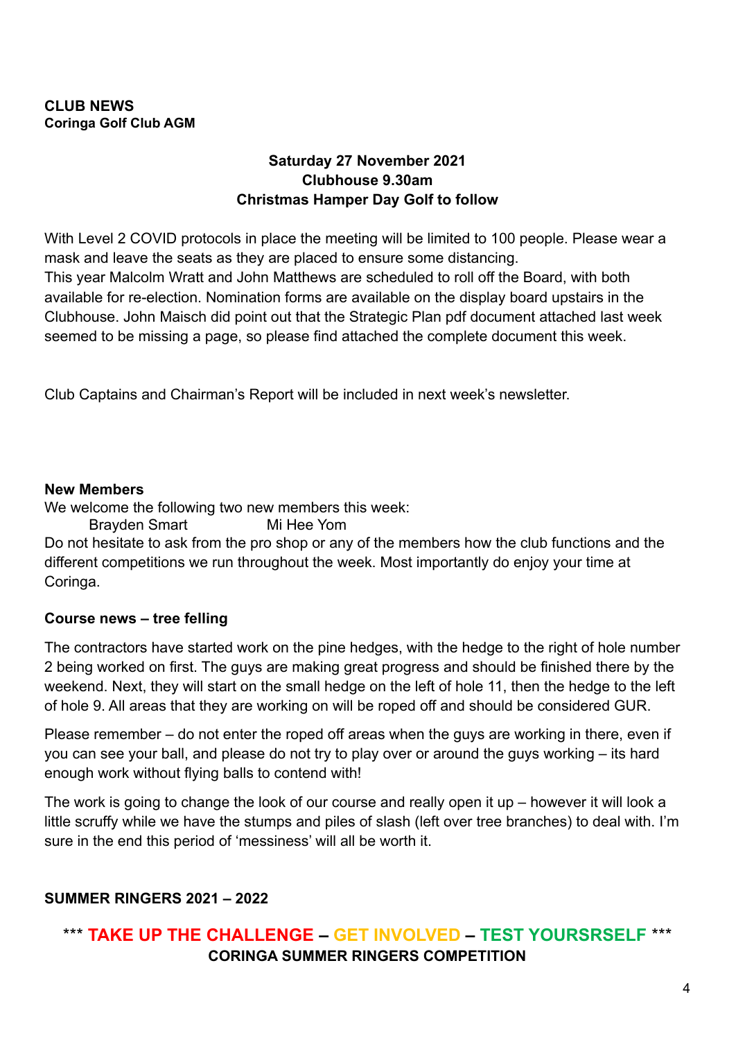## CLUB NEWS

### Coringa Golf Club AGM

**Saturday 27 November 2021**
**Clubhouse 9.30am**
**Christmas Hamper Day Golf to follow**

With Level 2 COVID protocols in place the meeting will be limited to 100 people. Please wear a mask and leave the seats as they are placed to ensure some distancing.
This year Malcolm Wratt and John Matthews are scheduled to roll off the Board, with both available for re-election. Nomination forms are available on the display board upstairs in the Clubhouse. John Maisch did point out that the Strategic Plan pdf document attached last week seemed to be missing a page, so please find attached the complete document this week.

Club Captains and Chairman's Report will be included in next week's newsletter.

### New Members

We welcome the following two new members this week:

Brayden Smart Mi Hee Yom

Do not hesitate to ask from the pro shop or any of the members how the club functions and the different competitions we run throughout the week. Most importantly do enjoy your time at Coringa.

### Course news – tree felling

The contractors have started work on the pine hedges, with the hedge to the right of hole number 2 being worked on first. The guys are making great progress and should be finished there by the weekend. Next, they will start on the small hedge on the left of hole 11, then the hedge to the left of hole 9. All areas that they are working on will be roped off and should be considered GUR.

Please remember – do not enter the roped off areas when the guys are working in there, even if you can see your ball, and please do not try to play over or around the guys working – its hard enough work without flying balls to contend with!

The work is going to change the look of our course and really open it up – however it will look a little scruffy while we have the stumps and piles of slash (left over tree branches) to deal with. I'm sure in the end this period of 'messiness' will all be worth it.

## SUMMER RINGERS 2021 – 2022

**\*\*\* TAKE UP THE CHALLENGE – GET INVOLVED – TEST YOURSRSELF \*\*\***
**CORINGA SUMMER RINGERS COMPETITION**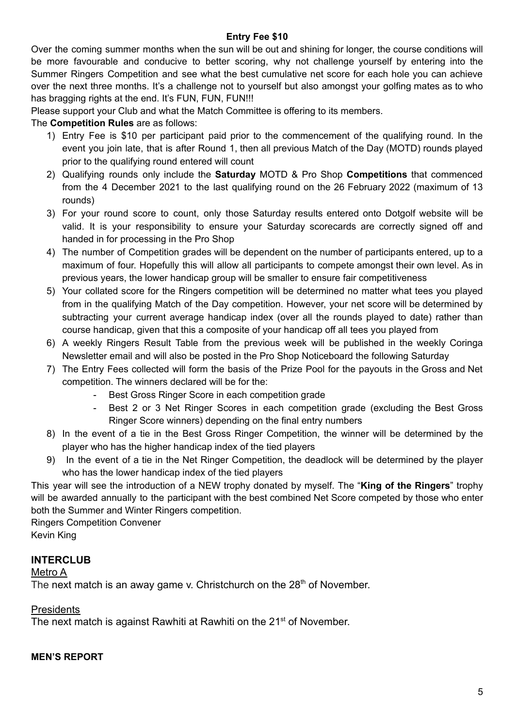**Entry Fee $10**

Over the coming summer months when the sun will be out and shining for longer, the course conditions will be more favourable and conducive to better scoring, why not challenge yourself by entering into the Summer Ringers Competition and see what the best cumulative net score for each hole you can achieve over the next three months. It's a challenge not to yourself but also amongst your golfing mates as to who has bragging rights at the end. It's FUN, FUN, FUN!!!

Please support your Club and what the Match Committee is offering to its members.

The **Competition Rules** are as follows:

1) Entry Fee is $10 per participant paid prior to the commencement of the qualifying round. In the event you join late, that is after Round 1, then all previous Match of the Day (MOTD) rounds played prior to the qualifying round entered will count
2) Qualifying rounds only include the **Saturday** MOTD & Pro Shop **Competitions** that commenced from the 4 December 2021 to the last qualifying round on the 26 February 2022 (maximum of 13 rounds)
3) For your round score to count, only those Saturday results entered onto Dotgolf website will be valid. It is your responsibility to ensure your Saturday scorecards are correctly signed off and handed in for processing in the Pro Shop
4) The number of Competition grades will be dependent on the number of participants entered, up to a maximum of four. Hopefully this will allow all participants to compete amongst their own level. As in previous years, the lower handicap group will be smaller to ensure fair competitiveness
5) Your collated score for the Ringers competition will be determined no matter what tees you played from in the qualifying Match of the Day competition. However, your net score will be determined by subtracting your current average handicap index (over all the rounds played to date) rather than course handicap, given that this a composite of your handicap off all tees you played from
6) A weekly Ringers Result Table from the previous week will be published in the weekly Coringa Newsletter email and will also be posted in the Pro Shop Noticeboard the following Saturday
7) The Entry Fees collected will form the basis of the Prize Pool for the payouts in the Gross and Net competition. The winners declared will be for the:
   - Best Gross Ringer Score in each competition grade
   - Best 2 or 3 Net Ringer Scores in each competition grade (excluding the Best Gross Ringer Score winners) depending on the final entry numbers
8) In the event of a tie in the Best Gross Ringer Competition, the winner will be determined by the player who has the higher handicap index of the tied players
9) In the event of a tie in the Net Ringer Competition, the deadlock will be determined by the player who has the lower handicap index of the tied players

This year will see the introduction of a NEW trophy donated by myself. The "**King of the Ringers**" trophy will be awarded annually to the participant with the best combined Net Score competed by those who enter both the Summer and Winter Ringers competition.

Ringers Competition Convener
Kevin King

## INTERCLUB

Metro A

The next match is an away game v. Christchurch on the 28th of November.

Presidents

The next match is against Rawhiti at Rawhiti on the 21st of November.

## MEN'S REPORT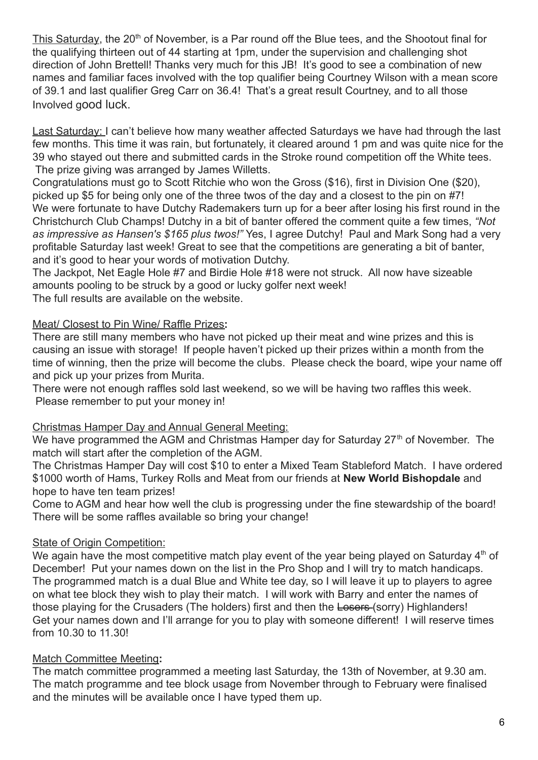This Saturday, the 20th of November, is a Par round off the Blue tees, and the Shootout final for the qualifying thirteen out of 44 starting at 1pm, under the supervision and challenging shot direction of John Brettell! Thanks very much for this JB! It's good to see a combination of new names and familiar faces involved with the top qualifier being Courtney Wilson with a mean score of 39.1 and last qualifier Greg Carr on 36.4! That's a great result Courtney, and to all those Involved good luck.

Last Saturday: I can't believe how many weather affected Saturdays we have had through the last few months. This time it was rain, but fortunately, it cleared around 1 pm and was quite nice for the 39 who stayed out there and submitted cards in the Stroke round competition off the White tees. The prize giving was arranged by James Willetts.
Congratulations must go to Scott Ritchie who won the Gross ($16), first in Division One ($20), picked up $5 for being only one of the three twos of the day and a closest to the pin on #7!
We were fortunate to have Dutchy Rademakers turn up for a beer after losing his first round in the Christchurch Club Champs! Dutchy in a bit of banter offered the comment quite a few times, *"Not as impressive as Hansen's $165 plus twos!"* Yes, I agree Dutchy! Paul and Mark Song had a very profitable Saturday last week! Great to see that the competitions are generating a bit of banter, and it's good to hear your words of motivation Dutchy.
The Jackpot, Net Eagle Hole #7 and Birdie Hole #18 were not struck. All now have sizeable amounts pooling to be struck by a good or lucky golfer next week!
The full results are available on the website.

## Meat/ Closest to Pin Wine/ Raffle Prizes:

There are still many members who have not picked up their meat and wine prizes and this is causing an issue with storage! If people haven't picked up their prizes within a month from the time of winning, then the prize will become the clubs. Please check the board, wipe your name off and pick up your prizes from Murita.
There were not enough raffles sold last weekend, so we will be having two raffles this week. Please remember to put your money in!

## Christmas Hamper Day and Annual General Meeting:

We have programmed the AGM and Christmas Hamper day for Saturday 27th of November. The match will start after the completion of the AGM.
The Christmas Hamper Day will cost $10 to enter a Mixed Team Stableford Match. I have ordered $1000 worth of Hams, Turkey Rolls and Meat from our friends at **New World Bishopdale** and hope to have ten team prizes!
Come to AGM and hear how well the club is progressing under the fine stewardship of the board! There will be some raffles available so bring your change!

## State of Origin Competition:

We again have the most competitive match play event of the year being played on Saturday 4th of December! Put your names down on the list in the Pro Shop and I will try to match handicaps. The programmed match is a dual Blue and White tee day, so I will leave it up to players to agree on what tee block they wish to play their match. I will work with Barry and enter the names of those playing for the Crusaders (The holders) first and then the ~~Losers~~ (sorry) Highlanders! Get your names down and I'll arrange for you to play with someone different! I will reserve times from 10.30 to 11.30!

## Match Committee Meeting:

The match committee programmed a meeting last Saturday, the 13th of November, at 9.30 am. The match programme and tee block usage from November through to February were finalised and the minutes will be available once I have typed them up.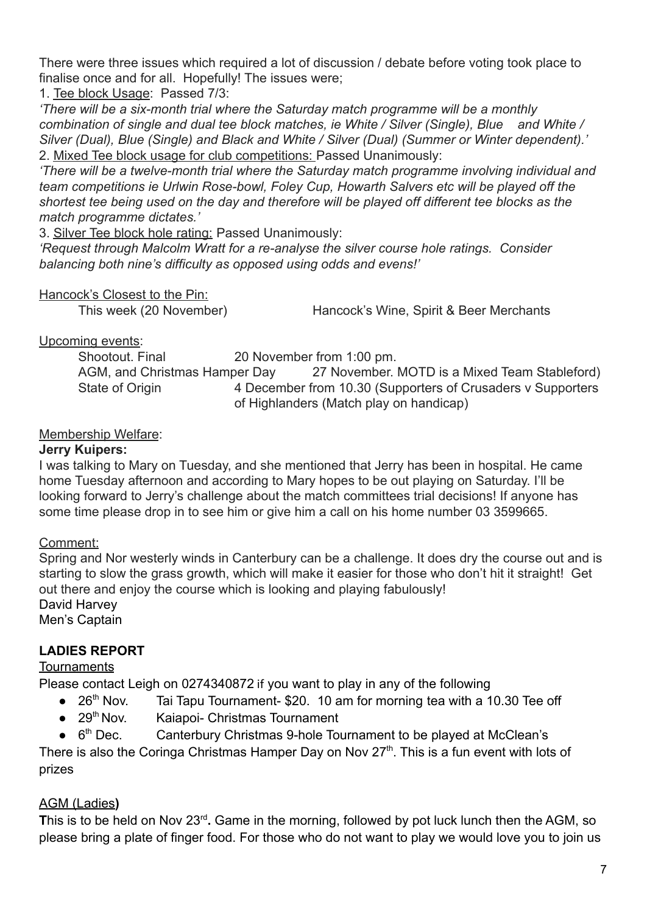There were three issues which required a lot of discussion / debate before voting took place to finalise once and for all. Hopefully! The issues were;

1. Tee block Usage: Passed 7/3:

*'There will be a six-month trial where the Saturday match programme will be a monthly combination of single and dual tee block matches, ie White / Silver (Single), Blue and White / Silver (Dual), Blue (Single) and Black and White / Silver (Dual) (Summer or Winter dependent).'*

2. Mixed Tee block usage for club competitions: Passed Unanimously:

*'There will be a twelve-month trial where the Saturday match programme involving individual and team competitions ie Urlwin Rose-bowl, Foley Cup, Howarth Salvers etc will be played off the shortest tee being used on the day and therefore will be played off different tee blocks as the match programme dictates.'*

3. Silver Tee block hole rating: Passed Unanimously:

*'Request through Malcolm Wratt for a re-analyse the silver course hole ratings. Consider balancing both nine's difficulty as opposed using odds and evens!'*

Hancock's Closest to the Pin:

This week (20 November) Hancock's Wine, Spirit & Beer Merchants

Upcoming events:

| | |
|---|---|
| Shootout. Final | 20 November from 1:00 pm. |
| AGM, and Christmas Hamper Day | 27 November. MOTD is a Mixed Team Stableford) |
| State of Origin | 4 December from 10.30 (Supporters of Crusaders v Supporters of Highlanders (Match play on handicap) |

Membership Welfare:

**Jerry Kuipers:**

I was talking to Mary on Tuesday, and she mentioned that Jerry has been in hospital. He came home Tuesday afternoon and according to Mary hopes to be out playing on Saturday. I'll be looking forward to Jerry's challenge about the match committees trial decisions! If anyone has some time please drop in to see him or give him a call on his home number 03 3599665.

Comment:

Spring and Nor westerly winds in Canterbury can be a challenge. It does dry the course out and is starting to slow the grass growth, which will make it easier for those who don't hit it straight! Get out there and enjoy the course which is looking and playing fabulously!

David Harvey
Men's Captain

## LADIES REPORT

Tournaments

Please contact Leigh on 0274340872 if you want to play in any of the following

- 26th Nov. Tai Tapu Tournament- $20. 10 am for morning tea with a 10.30 Tee off
- 29th Nov. Kaiapoi- Christmas Tournament
- 6th Dec. Canterbury Christmas 9-hole Tournament to be played at McClean's

There is also the Coringa Christmas Hamper Day on Nov 27th. This is a fun event with lots of prizes

AGM (Ladies**)**

**T**his is to be held on Nov 23rd**.** Game in the morning, followed by pot luck lunch then the AGM, so please bring a plate of finger food. For those who do not want to play we would love you to join us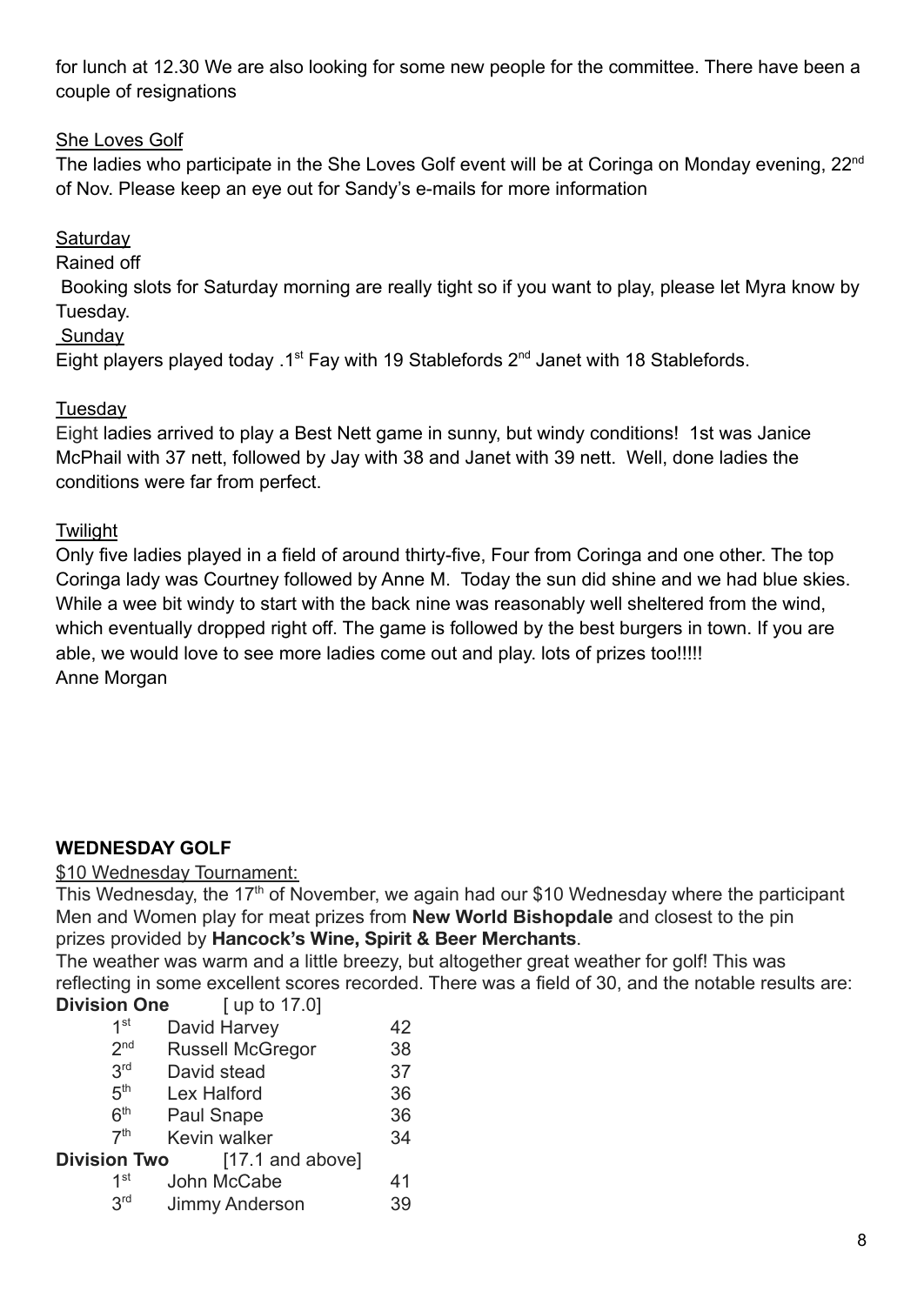for lunch at 12.30 We are also looking for some new people for the committee. There have been a couple of resignations

She Loves Golf

The ladies who participate in the She Loves Golf event will be at Coringa on Monday evening, 22nd of Nov. Please keep an eye out for Sandy's e-mails for more information

Saturday

Rained off

Booking slots for Saturday morning are really tight so if you want to play, please let Myra know by Tuesday.

Sunday

Eight players played today .1st Fay with 19 Stablefords 2nd Janet with 18 Stablefords.

Tuesday

Eight ladies arrived to play a Best Nett game in sunny, but windy conditions! 1st was Janice McPhail with 37 nett, followed by Jay with 38 and Janet with 39 nett. Well, done ladies the conditions were far from perfect.

Twilight

Only five ladies played in a field of around thirty-five, Four from Coringa and one other. The top Coringa lady was Courtney followed by Anne M. Today the sun did shine and we had blue skies. While a wee bit windy to start with the back nine was reasonably well sheltered from the wind, which eventually dropped right off. The game is followed by the best burgers in town. If you are able, we would love to see more ladies come out and play. lots of prizes too!!!!!

Anne Morgan

**WEDNESDAY GOLF**

$10 Wednesday Tournament:

This Wednesday, the 17th of November, we again had our $10 Wednesday where the participant Men and Women play for meat prizes from **New World Bishopdale** and closest to the pin prizes provided by **Hancock's Wine, Spirit & Beer Merchants**.

The weather was warm and a little breezy, but altogether great weather for golf! This was reflecting in some excellent scores recorded. There was a field of 30, and the notable results are:

**Division One** [ up to 17.0]

| | | |
|---|---|---|
| 1st | David Harvey | 42 |
| 2nd | Russell McGregor | 38 |
| 3rd | David stead | 37 |
| 5th | Lex Halford | 36 |
| 6th | Paul Snape | 36 |
| 7th | Kevin walker | 34 |

**Division Two** [17.1 and above]

| | | |
|---|---|---|
| 1st | John McCabe | 41 |
| 3rd | Jimmy Anderson | 39 |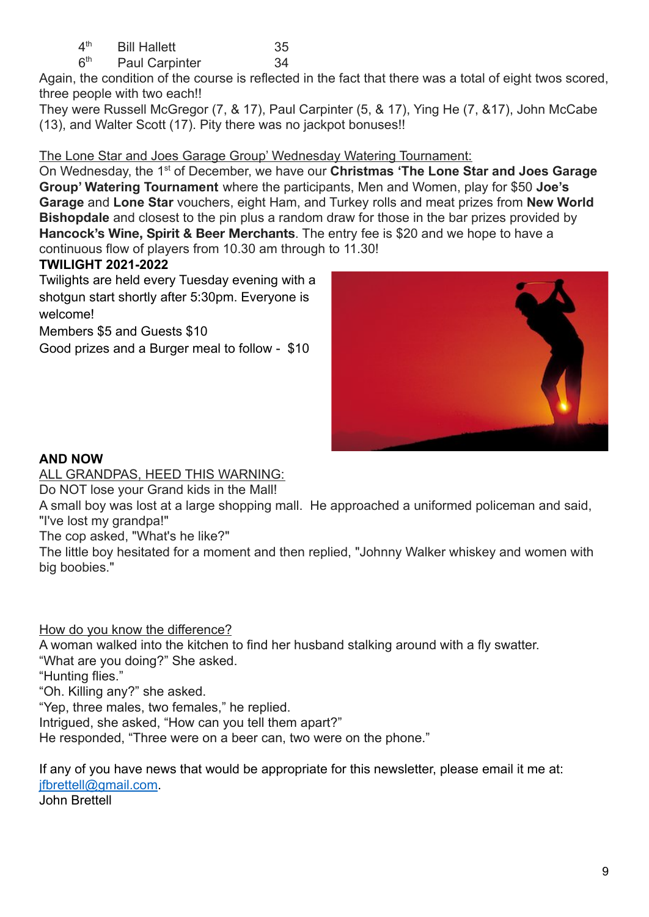| | | |
|---|---|---|
| 4th | Bill Hallett | 35 |
| 6th | Paul Carpinter | 34 |

Again, the condition of the course is reflected in the fact that there was a total of eight twos scored, three people with two each!!

They were Russell McGregor (7, & 17), Paul Carpinter (5, & 17), Ying He (7, &17), John McCabe (13), and Walter Scott (17). Pity there was no jackpot bonuses!!

The Lone Star and Joes Garage Group' Wednesday Watering Tournament:

On Wednesday, the 1st of December, we have our **Christmas 'The Lone Star and Joes Garage Group' Watering Tournament** where the participants, Men and Women, play for $50 **Joe's Garage** and **Lone Star** vouchers, eight Ham, and Turkey rolls and meat prizes from **New World Bishopdale** and closest to the pin plus a random draw for those in the bar prizes provided by **Hancock's Wine, Spirit & Beer Merchants**. The entry fee is $20 and we hope to have a continuous flow of players from 10.30 am through to 11.30!

**TWILIGHT 2021-2022**

Twilights are held every Tuesday evening with a shotgun start shortly after 5:30pm. Everyone is welcome!

Members $5 and Guests $10

Good prizes and a Burger meal to follow - $10

**AND NOW**

ALL GRANDPAS, HEED THIS WARNING:

Do NOT lose your Grand kids in the Mall!

A small boy was lost at a large shopping mall. He approached a uniformed policeman and said, "I've lost my grandpa!"

The cop asked, "What's he like?"

The little boy hesitated for a moment and then replied, "Johnny Walker whiskey and women with big boobies."

How do you know the difference?

A woman walked into the kitchen to find her husband stalking around with a fly swatter.

"What are you doing?" She asked.

"Hunting flies."

"Oh. Killing any?" she asked.

"Yep, three males, two females," he replied.

Intrigued, she asked, "How can you tell them apart?"

He responded, "Three were on a beer can, two were on the phone."

If any of you have news that would be appropriate for this newsletter, please email it me at: jfbrettell@gmail.com.

John Brettell